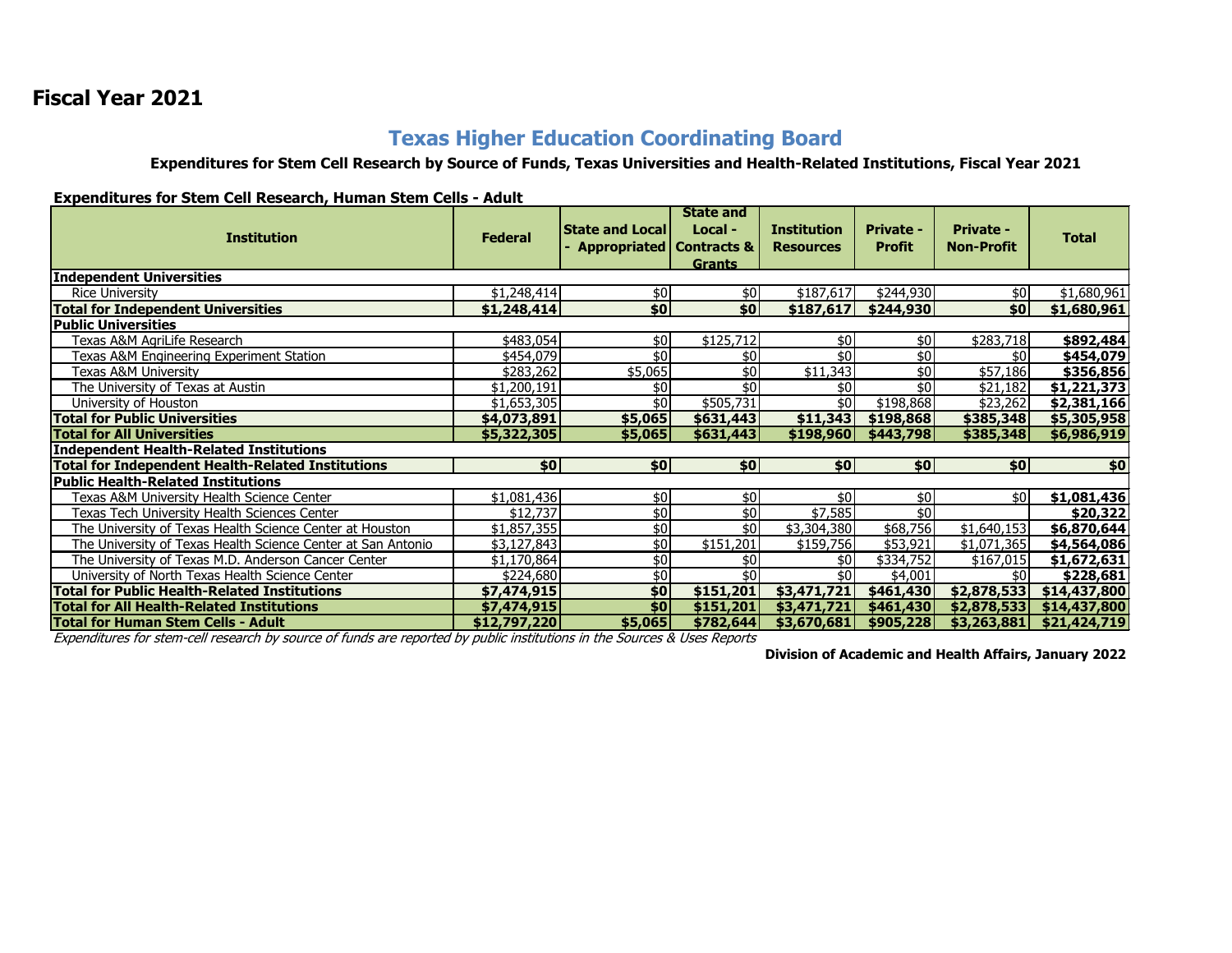## Fiscal Year 2021

# Texas Higher Education Coordinating Board

### Expenditures for Stem Cell Research by Source of Funds, Texas Universities and Health-Related Institutions, Fiscal Year 2021

**Expenditures for Stem Cell Research, Human Stem Cells - Adult**

| Institution | Federal | State and Local - Appropriated | State and Local - Contracts & Grants | Institution Resources | Private - Profit | Private - Non-Profit | Total |
|---|---|---|---|---|---|---|---|
| **Independent Universities** | | | | | | | |
| Rice University | $1,248,414 | $0 | $0 | $187,617 | $244,930 | $0 | $1,680,961 |
| **Total for Independent Universities** | **$1,248,414** | **$0** | **$0** | **$187,617** | **$244,930** | **$0** | **$1,680,961** |
| **Public Universities** | | | | | | | |
| Texas A&M AgriLife Research | $483,054 | $0 | $125,712 | $0 | $0 | $283,718 | **$892,484** |
| Texas A&M Engineering Experiment Station | $454,079 | $0 | $0 | $0 | $0 | $0 | **$454,079** |
| Texas A&M University | $283,262 | $5,065 | $0 | $11,343 | $0 | $57,186 | **$356,856** |
| The University of Texas at Austin | $1,200,191 | $0 | $0 | $0 | $0 | $21,182 | **$1,221,373** |
| University of Houston | $1,653,305 | $0 | $505,731 | $0 | $198,868 | $23,262 | **$2,381,166** |
| **Total for Public Universities** | **$4,073,891** | **$5,065** | **$631,443** | **$11,343** | **$198,868** | **$385,348** | **$5,305,958** |
| **Total for All Universities** | **$5,322,305** | **$5,065** | **$631,443** | **$198,960** | **$443,798** | **$385,348** | **$6,986,919** |
| **Independent Health-Related Institutions** | | | | | | | |
| **Total for Independent Health-Related Institutions** | **$0** | **$0** | **$0** | **$0** | **$0** | **$0** | **$0** |
| **Public Health-Related Institutions** | | | | | | | |
| Texas A&M University Health Science Center | $1,081,436 | $0 | $0 | $0 | $0 | $0 | **$1,081,436** |
| Texas Tech University Health Sciences Center | $12,737 | $0 | $0 | $7,585 | $0 | | **$20,322** |
| The University of Texas Health Science Center at Houston | $1,857,355 | $0 | $0 | $3,304,380 | $68,756 | $1,640,153 | **$6,870,644** |
| The University of Texas Health Science Center at San Antonio | $3,127,843 | $0 | $151,201 | $159,756 | $53,921 | $1,071,365 | **$4,564,086** |
| The University of Texas M.D. Anderson Cancer Center | $1,170,864 | $0 | $0 | $0 | $334,752 | $167,015 | **$1,672,631** |
| University of North Texas Health Science Center | $224,680 | $0 | $0 | $0 | $4,001 | $0 | **$228,681** |
| **Total for Public Health-Related Institutions** | **$7,474,915** | **$0** | **$151,201** | **$3,471,721** | **$461,430** | **$2,878,533** | **$14,437,800** |
| **Total for All Health-Related Institutions** | **$7,474,915** | **$0** | **$151,201** | **$3,471,721** | **$461,430** | **$2,878,533** | **$14,437,800** |
| **Total for Human Stem Cells - Adult** | **$12,797,220** | **$5,065** | **$782,644** | **$3,670,681** | **$905,228** | **$3,263,881** | **$21,424,719** |

*Expenditures for stem-cell research by source of funds are reported by public institutions in the Sources & Uses Reports*

**Division of Academic and Health Affairs, January 2022**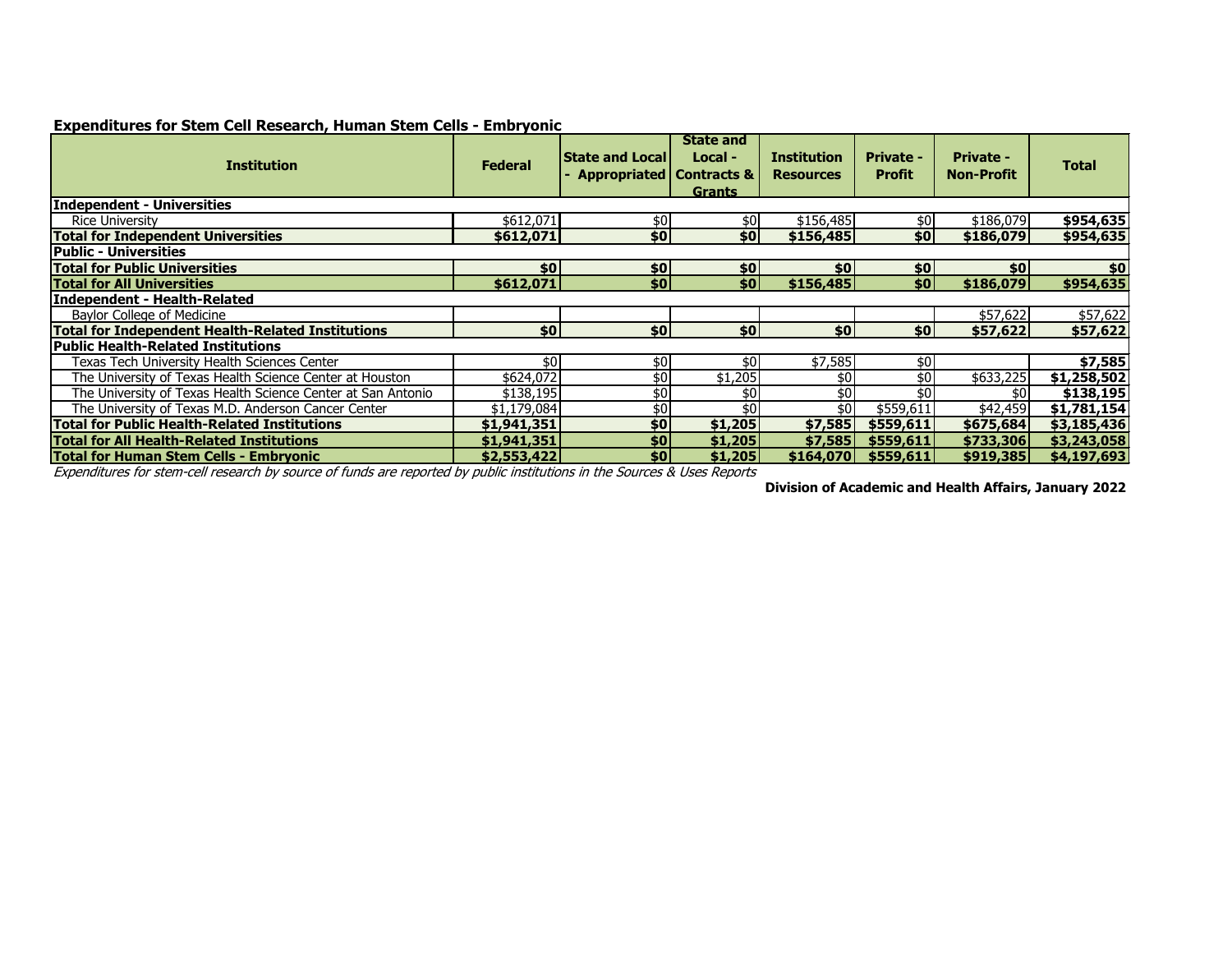### Expenditures for Stem Cell Research, Human Stem Cells - Embryonic

| Institution | Federal | State and Local - Appropriated | State and Local - Contracts & Grants | Institution Resources | Private - Profit | Private - Non-Profit | Total |
|---|---|---|---|---|---|---|---|
| **Independent - Universities** | | | | | | | |
| Rice University | $612,071 | $0 | $0 | $156,485 | $0 | $186,079 | **$954,635** |
| **Total for Independent Universities** | **$612,071** | **$0** | **$0** | **$156,485** | **$0** | **$186,079** | **$954,635** |
| **Public - Universities** | | | | | | | |
| **Total for Public Universities** | **$0** | **$0** | **$0** | **$0** | **$0** | **$0** | **$0** |
| **Total for All Universities** | **$612,071** | **$0** | **$0** | **$156,485** | **$0** | **$186,079** | **$954,635** |
| **Independent - Health-Related** | | | | | | | |
| Baylor College of Medicine | | | | | | $57,622 | $57,622 |
| **Total for Independent Health-Related Institutions** | **$0** | **$0** | **$0** | **$0** | **$0** | **$57,622** | **$57,622** |
| **Public Health-Related Institutions** | | | | | | | |
| Texas Tech University Health Sciences Center | $0 | $0 | $0 | $7,585 | $0 | | **$7,585** |
| The University of Texas Health Science Center at Houston | $624,072 | $0 | $1,205 | $0 | $0 | $633,225 | **$1,258,502** |
| The University of Texas Health Science Center at San Antonio | $138,195 | $0 | $0 | $0 | $0 | $0 | **$138,195** |
| The University of Texas M.D. Anderson Cancer Center | $1,179,084 | $0 | $0 | $0 | $559,611 | $42,459 | **$1,781,154** |
| **Total for Public Health-Related Institutions** | **$1,941,351** | **$0** | **$1,205** | **$7,585** | **$559,611** | **$675,684** | **$3,185,436** |
| **Total for All Health-Related Institutions** | **$1,941,351** | **$0** | **$1,205** | **$7,585** | **$559,611** | **$733,306** | **$3,243,058** |
| **Total for Human Stem Cells - Embryonic** | **$2,553,422** | **$0** | **$1,205** | **$164,070** | **$559,611** | **$919,385** | **$4,197,693** |

*Expenditures for stem-cell research by source of funds are reported by public institutions in the Sources & Uses Reports*

**Division of Academic and Health Affairs, January 2022**